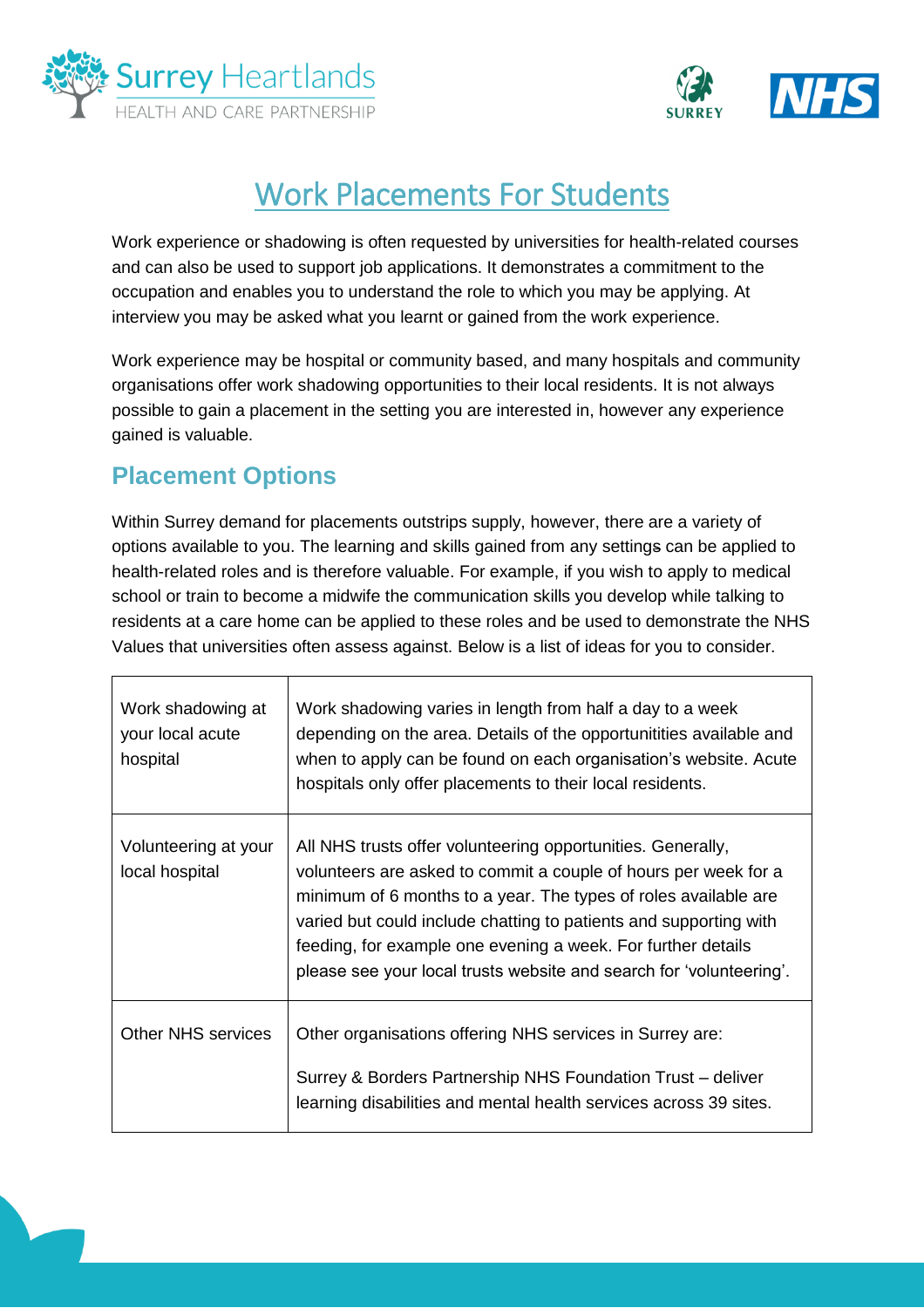# Work Placements For Students

Work experience or shadowing is often requested by universities for health-related courses and can also be used to support job applications. It demonstrates a commitment to the occupation and enables you to understand the role to which you may be applying. At interview you may be asked what you learnt or gained from the work experience.

Work experience may be hospital or community based, and many hospitals and community organisations offer work shadowing opportunities to their local residents. It is not always possible to gain a placement in the setting you are interested in, however any experience gained is valuable.

## Placement Options

Within Surrey demand for placements outstrips supply, however, there are a variety of options available to you. The learning and skills gained from any settings can be applied to health-related roles and is therefore valuable. For example, if you wish to apply to medical school or train to become a midwife the communication skills you develop while talking to residents at a care home can be applied to these roles and be used to demonstrate the NHS Values that universities often assess against. Below is a list of ideas for you to consider.

| | |
|---|---|
| Work shadowing at your local acute hospital | Work shadowing varies in length from half a day to a week depending on the area. Details of the opportunitities available and when to apply can be found on each organisation's website. Acute hospitals only offer placements to their local residents. |
| Volunteering at your local hospital | All NHS trusts offer volunteering opportunities. Generally, volunteers are asked to commit a couple of hours per week for a minimum of 6 months to a year. The types of roles available are varied but could include chatting to patients and supporting with feeding, for example one evening a week. For further details please see your local trusts website and search for 'volunteering'. |
| Other NHS services | Other organisations offering NHS services in Surrey are:<br><br>Surrey & Borders Partnership NHS Foundation Trust – deliver learning disabilities and mental health services across 39 sites. |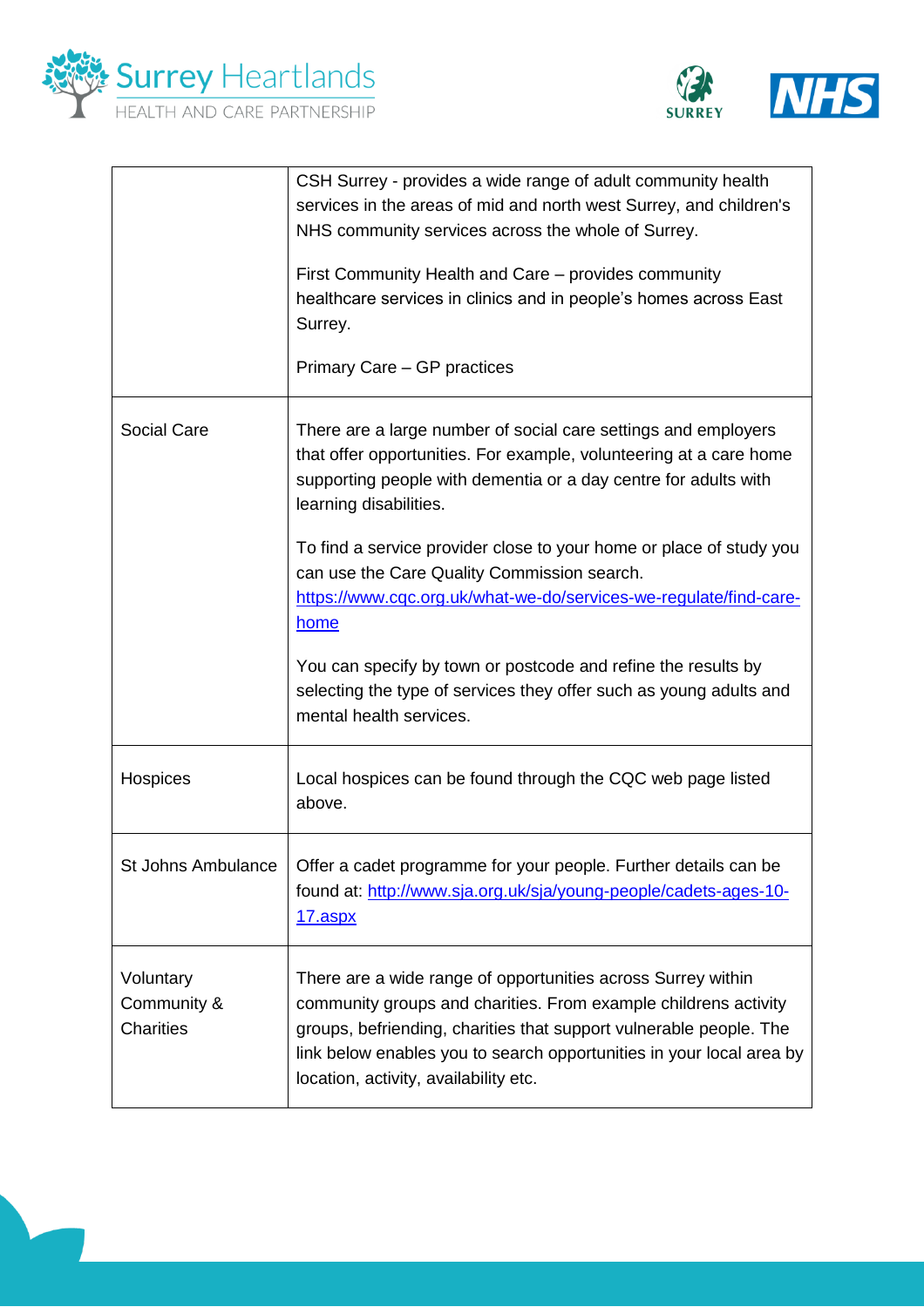| | |
|---|---|
| | CSH Surrey - provides a wide range of adult community health services in the areas of mid and north west Surrey, and children's NHS community services across the whole of Surrey.<br><br>First Community Health and Care – provides community healthcare services in clinics and in people's homes across East Surrey.<br><br>Primary Care – GP practices |
| Social Care | There are a large number of social care settings and employers that offer opportunities. For example, volunteering at a care home supporting people with dementia or a day centre for adults with learning disabilities.<br><br>To find a service provider close to your home or place of study you can use the Care Quality Commission search. [https://www.cqc.org.uk/what-we-do/services-we-regulate/find-care-home](https://www.cqc.org.uk/what-we-do/services-we-regulate/find-care-home)<br><br>You can specify by town or postcode and refine the results by selecting the type of services they offer such as young adults and mental health services. |
| Hospices | Local hospices can be found through the CQC web page listed above. |
| St Johns Ambulance | Offer a cadet programme for your people. Further details can be found at: [http://www.sja.org.uk/sja/young-people/cadets-ages-10-17.aspx](http://www.sja.org.uk/sja/young-people/cadets-ages-10-17.aspx) |
| Voluntary Community & Charities | There are a wide range of opportunities across Surrey within community groups and charities. From example childrens activity groups, befriending, charities that support vulnerable people. The link below enables you to search opportunities in your local area by location, activity, availability etc. |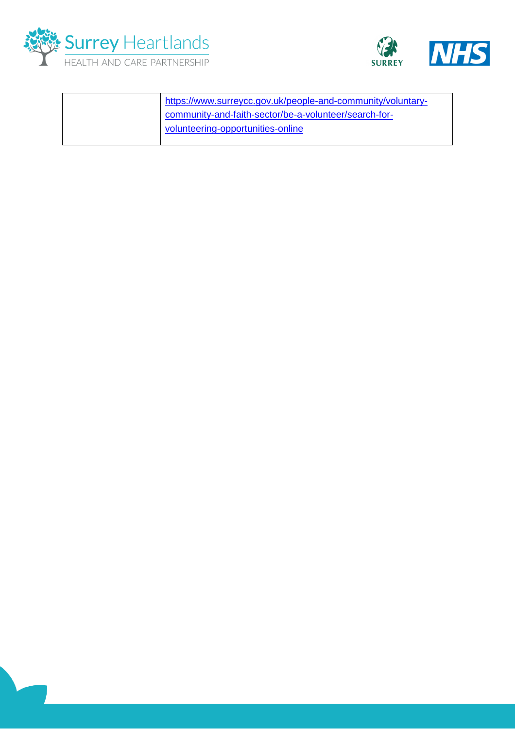| | |
|---|---|
| | [https://www.surreycc.gov.uk/people-and-community/voluntary-community-and-faith-sector/be-a-volunteer/search-for-volunteering-opportunities-online](https://www.surreycc.gov.uk/people-and-community/voluntary-community-and-faith-sector/be-a-volunteer/search-for-volunteering-opportunities-online) |